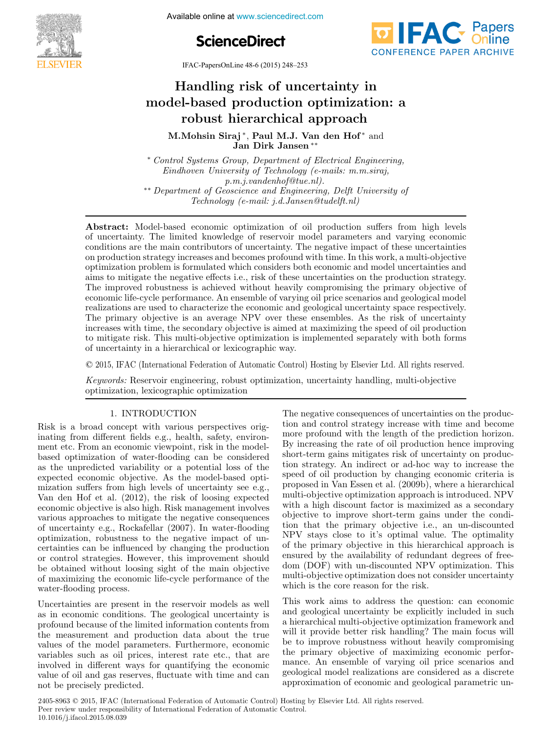# Handling risk of uncertainty in model-based production optimization: a robust hierarchical approach

**M.Mohsin Siraj** [*], **Paul M.J. Van den Hof** [*] and **Jan Dirk Jansen** [**]

[*] *Control Systems Group, Department of Electrical Engineering, Eindhoven University of Technology (e-mails: m.m.siraj, p.m.j.vandenhof@tue.nl).*

[**] *Department of Geoscience and Engineering, Delft University of Technology (e-mail: j.d.Jansen@tudelft.nl)*

**Abstract:** Model-based economic optimization of oil production suffers from high levels of uncertainty. The limited knowledge of reservoir model parameters and varying economic conditions are the main contributors of uncertainty. The negative impact of these uncertainties on production strategy increases and becomes profound with time. In this work, a multi-objective optimization problem is formulated which considers both economic and model uncertainties and aims to mitigate the negative effects i.e., risk of these uncertainties on the production strategy. The improved robustness is achieved without heavily compromising the primary objective of economic life-cycle performance. An ensemble of varying oil price scenarios and geological model realizations are used to characterize the economic and geological uncertainty space respectively. The primary objective is an average NPV over these ensembles. As the risk of uncertainty increases with time, the secondary objective is aimed at maximizing the speed of oil production to mitigate risk. This multi-objective optimization is implemented separately with both forms of uncertainty in a hierarchical or lexicographic way.

© 2015, IFAC (International Federation of Automatic Control) Hosting by Elsevier Ltd. All rights reserved.

*Keywords:* Reservoir engineering, robust optimization, uncertainty handling, multi-objective optimization, lexicographic optimization

## 1. INTRODUCTION

Risk is a broad concept with various perspectives originating from different fields e.g., health, safety, environment etc. From an economic viewpoint, risk in the model-based optimization of water-flooding can be considered as the unpredicted variability or a potential loss of the expected economic objective. As the model-based optimization suffers from high levels of uncertainty see e.g., Van den Hof et al. (2012), the risk of loosing expected economic objective is also high. Risk management involves various approaches to mitigate the negative consequences of uncertainty e.g., Rockafellar (2007). In water-flooding optimization, robustness to the negative impact of uncertainties can be influenced by changing the production or control strategies. However, this improvement should be obtained without loosing sight of the main objective of maximizing the economic life-cycle performance of the water-flooding process.

Uncertainties are present in the reservoir models as well as in economic conditions. The geological uncertainty is profound because of the limited information contents from the measurement and production data about the true values of the model parameters. Furthermore, economic variables such as oil prices, interest rate etc., that are involved in different ways for quantifying the economic value of oil and gas reserves, fluctuate with time and can not be precisely predicted.

The negative consequences of uncertainties on the production and control strategy increase with time and become more profound with the length of the prediction horizon. By increasing the rate of oil production hence improving short-term gains mitigates risk of uncertainty on production strategy. An indirect or ad-hoc way to increase the speed of oil production by changing economic criteria is proposed in Van Essen et al. (2009b), where a hierarchical multi-objective optimization approach is introduced. NPV with a high discount factor is maximized as a secondary objective to improve short-term gains under the condition that the primary objective i.e., an un-discounted NPV stays close to it's optimal value. The optimality of the primary objective in this hierarchical approach is ensured by the availability of redundant degrees of freedom (DOF) with un-discounted NPV optimization. This multi-objective optimization does not consider uncertainty which is the core reason for the risk.

This work aims to address the question: can economic and geological uncertainty be explicitly included in such a hierarchical multi-objective optimization framework and will it provide better risk handling? The main focus will be to improve robustness without heavily compromising the primary objective of maximizing economic performance. An ensemble of varying oil price scenarios and geological model realizations are considered as a discrete approximation of economic and geological parametric un-

2405-8963 © 2015, IFAC (International Federation of Automatic Control) Hosting by Elsevier Ltd. All rights reserved.
Peer review under responsibility of International Federation of Automatic Control.
10.1016/j.ifacol.2015.08.039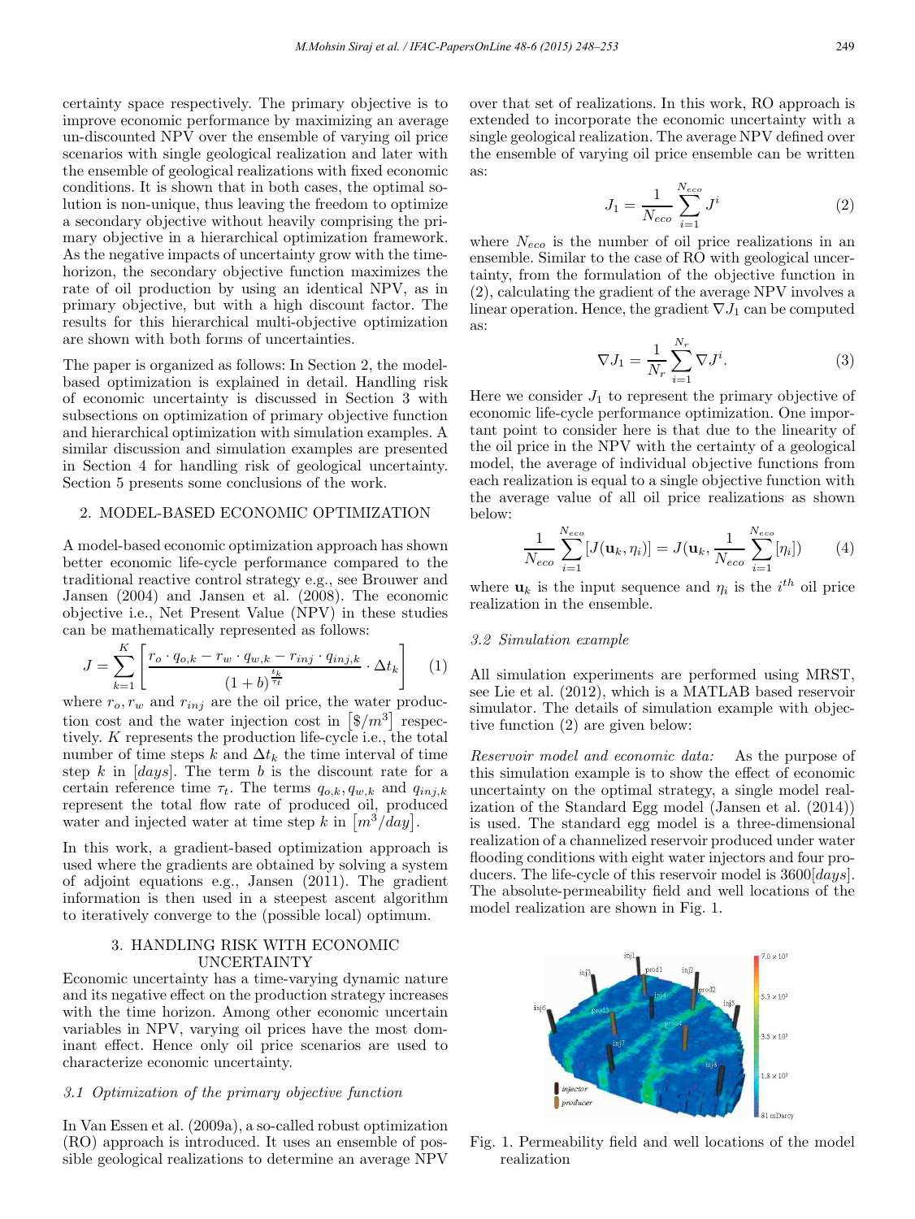certainty space respectively. The primary objective is to improve economic performance by maximizing an average un-discounted NPV over the ensemble of varying oil price scenarios with single geological realization and later with the ensemble of geological realizations with fixed economic conditions. It is shown that in both cases, the optimal solution is non-unique, thus leaving the freedom to optimize a secondary objective without heavily comprising the primary objective in a hierarchical optimization framework. As the negative impacts of uncertainty grow with the time-horizon, the secondary objective function maximizes the rate of oil production by using an identical NPV, as in primary objective, but with a high discount factor. The results for this hierarchical multi-objective optimization are shown with both forms of uncertainties.

The paper is organized as follows: In Section 2, the model-based optimization is explained in detail. Handling risk of economic uncertainty is discussed in Section 3 with subsections on optimization of primary objective function and hierarchical optimization with simulation examples. A similar discussion and simulation examples are presented in Section 4 for handling risk of geological uncertainty. Section 5 presents some conclusions of the work.

## 2. MODEL-BASED ECONOMIC OPTIMIZATION

A model-based economic optimization approach has shown better economic life-cycle performance compared to the traditional reactive control strategy e.g., see Brouwer and Jansen (2004) and Jansen et al. (2008). The economic objective i.e., Net Present Value (NPV) in these studies can be mathematically represented as follows:

$$J = \sum_{k=1}^{K} \left[ \frac{r_o \cdot q_{o,k} - r_w \cdot q_{w,k} - r_{inj} \cdot q_{inj,k}}{(1+b)^{\frac{t_k}{\tau_t}}} \cdot \Delta t_k \right] \tag{1}$$

where $r_o, r_w$ and $r_{inj}$ are the oil price, the water production cost and the water injection cost in $[\$/m^3]$ respectively. $K$ represents the production life-cycle i.e., the total number of time steps $k$ and $\Delta t_k$ the time interval of time step $k$ in $[days]$. The term $b$ is the discount rate for a certain reference time $\tau_t$. The terms $q_{o,k}, q_{w,k}$ and $q_{inj,k}$ represent the total flow rate of produced oil, produced water and injected water at time step $k$ in $[m^3/day]$.

In this work, a gradient-based optimization approach is used where the gradients are obtained by solving a system of adjoint equations e.g., Jansen (2011). The gradient information is then used in a steepest ascent algorithm to iteratively converge to the (possible local) optimum.

## 3. HANDLING RISK WITH ECONOMIC UNCERTAINTY

Economic uncertainty has a time-varying dynamic nature and its negative effect on the production strategy increases with the time horizon. Among other economic uncertain variables in NPV, varying oil prices have the most dominant effect. Hence only oil price scenarios are used to characterize economic uncertainty.

### 3.1 Optimization of the primary objective function

In Van Essen et al. (2009a), a so-called robust optimization (RO) approach is introduced. It uses an ensemble of possible geological realizations to determine an average NPV over that set of realizations. In this work, RO approach is extended to incorporate the economic uncertainty with a single geological realization. The average NPV defined over the ensemble of varying oil price ensemble can be written as:

$$J_1 = \frac{1}{N_{eco}} \sum_{i=1}^{N_{eco}} J^i \tag{2}$$

where $N_{eco}$ is the number of oil price realizations in an ensemble. Similar to the case of RO with geological uncertainty, from the formulation of the objective function in (2), calculating the gradient of the average NPV involves a linear operation. Hence, the gradient $\nabla J_1$ can be computed as:

$$\nabla J_1 = \frac{1}{N_r} \sum_{i=1}^{N_r} \nabla J^i. \tag{3}$$

Here we consider $J_1$ to represent the primary objective of economic life-cycle performance optimization. One important point to consider here is that due to the linearity of the oil price in the NPV with the certainty of a geological model, the average of individual objective functions from each realization is equal to a single objective function with the average value of all oil price realizations as shown below:

$$\frac{1}{N_{eco}} \sum_{i=1}^{N_{eco}} [J(\mathbf{u}_k, \eta_i)] = J(\mathbf{u}_k, \frac{1}{N_{eco}} \sum_{i=1}^{N_{eco}} [\eta_i]) \tag{4}$$

where $\mathbf{u}_k$ is the input sequence and $\eta_i$ is the $i^{th}$ oil price realization in the ensemble.

### 3.2 Simulation example

All simulation experiments are performed using MRST, see Lie et al. (2012), which is a MATLAB based reservoir simulator. The details of simulation example with objective function (2) are given below:

*Reservoir model and economic data:* As the purpose of this simulation example is to show the effect of economic uncertainty on the optimal strategy, a single model realization of the Standard Egg model (Jansen et al. (2014)) is used. The standard egg model is a three-dimensional realization of a channelized reservoir produced under water flooding conditions with eight water injectors and four producers. The life-cycle of this reservoir model is 3600$[days]$. The absolute-permeability field and well locations of the model realization are shown in Fig. 1.

Fig. 1. Permeability field and well locations of the model realization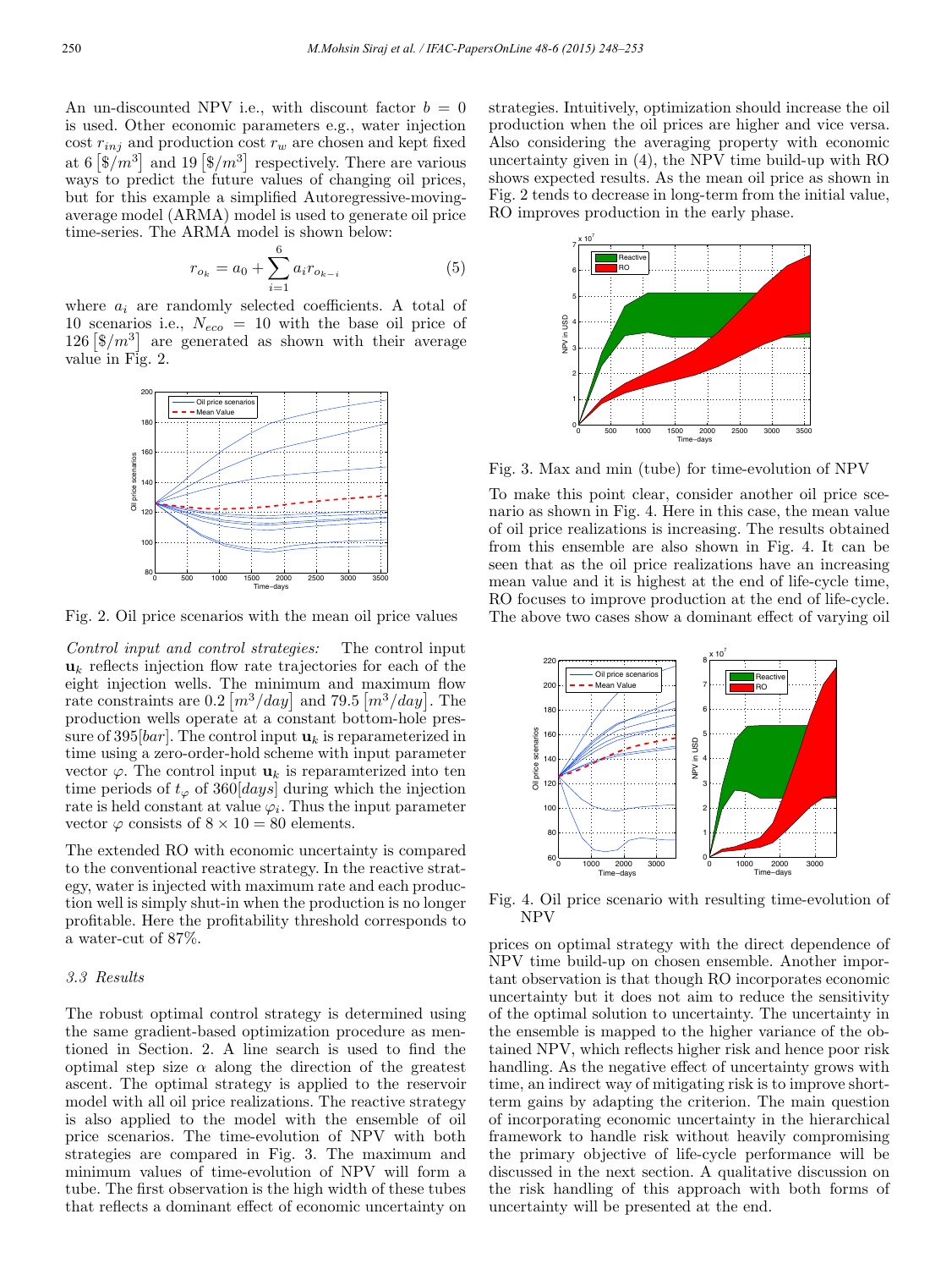An un-discounted NPV i.e., with discount factor $b = 0$ is used. Other economic parameters e.g., water injection cost $r_{inj}$ and production cost $r_w$ are chosen and kept fixed at 6 $[\$/m^3]$ and 19 $[\$/m^3]$ respectively. There are various ways to predict the future values of changing oil prices, but for this example a simplified Autoregressive-moving-average model (ARMA) model is used to generate oil price time-series. The ARMA model is shown below:

$$r_{o_k} = a_0 + \sum_{i=1}^{6} a_i r_{o_{k-i}} \tag{5}$$

where $a_i$ are randomly selected coefficients. A total of 10 scenarios i.e., $N_{eco} = 10$ with the base oil price of 126 $[\$/m^3]$ are generated as shown with their average value in Fig. 2.

Fig. 2. Oil price scenarios with the mean oil price values

*Control input and control strategies:* The control input $\mathbf{u}_k$ reflects injection flow rate trajectories for each of the eight injection wells. The minimum and maximum flow rate constraints are 0.2 $[m^3/day]$ and 79.5 $[m^3/day]$. The production wells operate at a constant bottom-hole pressure of 395$[bar]$. The control input $\mathbf{u}_k$ is reparameterized in time using a zero-order-hold scheme with input parameter vector $\varphi$. The control input $\mathbf{u}_k$ is reparamterized into ten time periods of $t_\varphi$ of 360$[days]$ during which the injection rate is held constant at value $\varphi_i$. Thus the input parameter vector $\varphi$ consists of $8 \times 10 = 80$ elements.

The extended RO with economic uncertainty is compared to the conventional reactive strategy. In the reactive strategy, water is injected with maximum rate and each production well is simply shut-in when the production is no longer profitable. Here the profitability threshold corresponds to a water-cut of 87%.

### 3.3 Results

The robust optimal control strategy is determined using the same gradient-based optimization procedure as mentioned in Section. 2. A line search is used to find the optimal step size $\alpha$ along the direction of the greatest ascent. The optimal strategy is applied to the reservoir model with all oil price realizations. The reactive strategy is also applied to the model with the ensemble of oil price scenarios. The time-evolution of NPV with both strategies are compared in Fig. 3. The maximum and minimum values of time-evolution of NPV will form a tube. The first observation is the high width of these tubes that reflects a dominant effect of economic uncertainty on strategies. Intuitively, optimization should increase the oil production when the oil prices are higher and vice versa. Also considering the averaging property with economic uncertainty given in (4), the NPV time build-up with RO shows expected results. As the mean oil price as shown in Fig. 2 tends to decrease in long-term from the initial value, RO improves production in the early phase.

Fig. 3. Max and min (tube) for time-evolution of NPV

To make this point clear, consider another oil price scenario as shown in Fig. 4. Here in this case, the mean value of oil price realizations is increasing. The results obtained from this ensemble are also shown in Fig. 4. It can be seen that as the oil price realizations have an increasing mean value and it is highest at the end of life-cycle time, RO focuses to improve production at the end of life-cycle. The above two cases show a dominant effect of varying oil prices on optimal strategy with the direct dependence of NPV time build-up on chosen ensemble. Another important observation is that though RO incorporates economic uncertainty but it does not aim to reduce the sensitivity of the optimal solution to uncertainty. The uncertainty in the ensemble is mapped to the higher variance of the obtained NPV, which reflects higher risk and hence poor risk handling. As the negative effect of uncertainty grows with time, an indirect way of mitigating risk is to improve short-term gains by adapting the criterion. The main question of incorporating economic uncertainty in the hierarchical framework to handle risk without heavily compromising the primary objective of life-cycle performance will be discussed in the next section. A qualitative discussion on the risk handling of this approach with both forms of uncertainty will be presented at the end.

Fig. 4. Oil price scenario with resulting time-evolution of NPV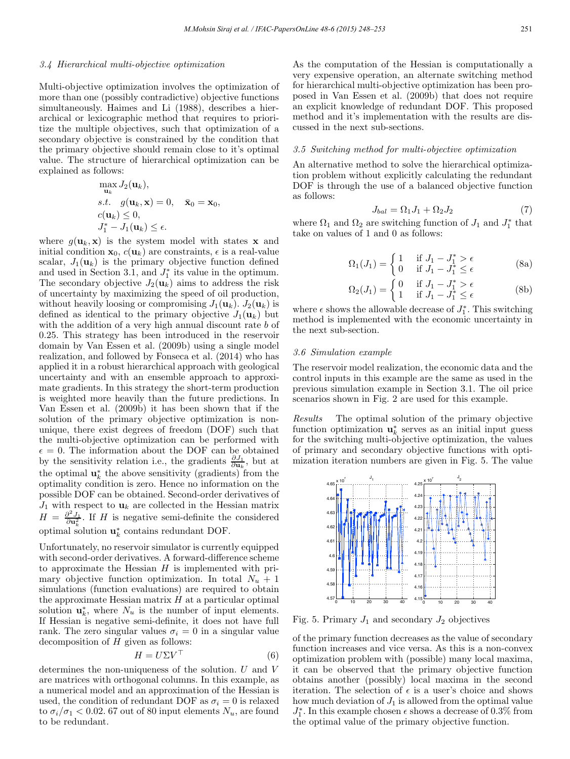### 3.4 Hierarchical multi-objective optimization

Multi-objective optimization involves the optimization of more than one (possibly contradictive) objective functions simultaneously. Haimes and Li (1988), describes a hierarchical or lexicographic method that requires to prioritize the multiple objectives, such that optimization of a secondary objective is constrained by the condition that the primary objective should remain close to it's optimal value. The structure of hierarchical optimization can be explained as follows:

$$
\begin{aligned}
&\max_{\mathbf{u}_k} J_2(\mathbf{u}_k),\\
&s.t. \quad g(\mathbf{u}_k, \mathbf{x}) = 0, \quad \bar{\mathbf{x}}_0 = \mathbf{x}_0,\\
&c(\mathbf{u}_k) \leq 0,\\
&J_1^* - J_1(\mathbf{u}_k) \leq \epsilon.
\end{aligned}
$$

where $g(\mathbf{u}_k, \mathbf{x})$ is the system model with states $\mathbf{x}$ and initial condition $\mathbf{x}_0$, $c(\mathbf{u}_k)$ are constraints, $\epsilon$ is a real-value scalar, $J_1(\mathbf{u}_k)$ is the primary objective function defined and used in Section 3.1, and $J_1^*$ its value in the optimum. The secondary objective $J_2(\mathbf{u}_k)$ aims to address the risk of uncertainty by maximizing the speed of oil production, without heavily loosing or compromising $J_1(\mathbf{u}_k)$. $J_2(\mathbf{u}_k)$ is defined as identical to the primary objective $J_1(\mathbf{u}_k)$ but with the addition of a very high annual discount rate $b$ of 0.25. This strategy has been introduced in the reservoir domain by Van Essen et al. (2009b) using a single model realization, and followed by Fonseca et al. (2014) who has applied it in a robust hierarchical approach with geological uncertainty and with an ensemble approach to approximate gradients. In this strategy the short-term production is weighted more heavily than the future predictions. In Van Essen et al. (2009b) it has been shown that if the solution of the primary objective optimization is non-unique, there exist degrees of freedom (DOF) such that the multi-objective optimization can be performed with $\epsilon = 0$. The information about the DOF can be obtained by the sensitivity relation i.e., the gradients $\frac{\partial J_1}{\partial \mathbf{u}_k}$, but at the optimal $\mathbf{u}_k^*$ the above sensitivity (gradients) from the optimality condition is zero. Hence no information on the possible DOF can be obtained. Second-order derivatives of $J_1$ with respect to $\mathbf{u}_k$ are collected in the Hessian matrix $H = \frac{\partial^2 J_1}{\partial \mathbf{u}_k^2}$. If $H$ is negative semi-definite the considered optimal solution $\mathbf{u}_k^*$ contains redundant DOF.

Unfortunately, no reservoir simulator is currently equipped with second-order derivatives. A forward-difference scheme to approximate the Hessian $H$ is implemented with primary objective function optimization. In total $N_u + 1$ simulations (function evaluations) are required to obtain the approximate Hessian matrix $H$ at a particular optimal solution $\mathbf{u}_k^*$, where $N_u$ is the number of input elements. If Hessian is negative semi-definite, it does not have full rank. The zero singular values $\sigma_i = 0$ in a singular value decomposition of $H$ given as follows:

$$H = U \Sigma V^\top \tag{6}$$

determines the non-uniqueness of the solution. $U$ and $V$ are matrices with orthogonal columns. In this example, as a numerical model and an approximation of the Hessian is used, the condition of redundant DOF as $\sigma_i = 0$ is relaxed to $\sigma_i / \sigma_1 < 0.02$. 67 out of 80 input elements $N_u$, are found to be redundant.

As the computation of the Hessian is computationally a very expensive operation, an alternate switching method for hierarchical multi-objective optimization has been proposed in Van Essen et al. (2009b) that does not require an explicit knowledge of redundant DOF. This proposed method and it's implementation with the results are discussed in the next sub-sections.

### 3.5 Switching method for multi-objective optimization

An alternative method to solve the hierarchical optimization problem without explicitly calculating the redundant DOF is through the use of a balanced objective function as follows:

$$J_{bal} = \Omega_1 J_1 + \Omega_2 J_2 \tag{7}$$

where $\Omega_1$ and $\Omega_2$ are switching function of $J_1$ and $J_1^*$ that take on values of 1 and 0 as follows:

$$\Omega_1(J_1) = \begin{cases} 1 & \text{if } J_1 - J_1^* > \epsilon \\ 0 & \text{if } J_1 - J_1^* \leq \epsilon \end{cases} \tag{8a}$$

$$\Omega_2(J_1) = \begin{cases} 0 & \text{if } J_1 - J_1^* > \epsilon \\ 1 & \text{if } J_1 - J_1^* \leq \epsilon \end{cases} \tag{8b}$$

where $\epsilon$ shows the allowable decrease of $J_1^*$. This switching method is implemented with the economic uncertainty in the next sub-section.

### 3.6 Simulation example

The reservoir model realization, the economic data and the control inputs in this example are the same as used in the previous simulation example in Section 3.1. The oil price scenarios shown in Fig. 2 are used for this example.

*Results* The optimal solution of the primary objective function optimization $\mathbf{u}_k^*$ serves as an initial input guess for the switching multi-objective optimization, the values of primary and secondary objective functions with optimization iteration numbers are given in Fig. 5. The value of the primary function decreases as the value of secondary function increases and vice versa. As this is a non-convex optimization problem with (possible) many local maxima, it can be observed that the primary objective function obtains another (possibly) local maxima in the second iteration. The selection of $\epsilon$ is a user's choice and shows how much deviation of $J_1$ is allowed from the optimal value $J_1^*$. In this example chosen $\epsilon$ shows a decrease of 0.3% from the optimal value of the primary objective function.

Fig. 5. Primary $J_1$ and secondary $J_2$ objectives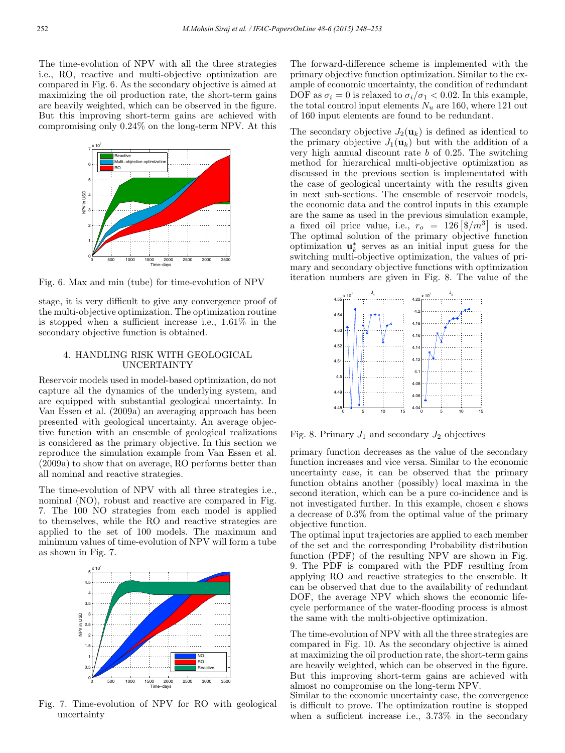The time-evolution of NPV with all the three strategies i.e., RO, reactive and multi-objective optimization are compared in Fig. 6. As the secondary objective is aimed at maximizing the oil production rate, the short-term gains are heavily weighted, which can be observed in the figure. But this improving short-term gains are achieved with compromising only 0.24% on the long-term NPV. At this stage, it is very difficult to give any convergence proof of the multi-objective optimization. The optimization routine is stopped when a sufficient increase i.e., 1.61% in the secondary objective function is obtained.

Fig. 6. Max and min (tube) for time-evolution of NPV

## 4. HANDLING RISK WITH GEOLOGICAL UNCERTAINTY

Reservoir models used in model-based optimization, do not capture all the dynamics of the underlying system, and are equipped with substantial geological uncertainty. In Van Essen et al. (2009a) an averaging approach has been presented with geological uncertainty. An average objective function with an ensemble of geological realizations is considered as the primary objective. In this section we reproduce the simulation example from Van Essen et al. (2009a) to show that on average, RO performs better than all nominal and reactive strategies.

The time-evolution of NPV with all three strategies i.e., nominal (NO), robust and reactive are compared in Fig. 7. The 100 NO strategies from each model is applied to themselves, while the RO and reactive strategies are applied to the set of 100 models. The maximum and minimum values of time-evolution of NPV will form a tube as shown in Fig. 7.

Fig. 7. Time-evolution of NPV for RO with geological uncertainty

The forward-difference scheme is implemented with the primary objective function optimization. Similar to the example of economic uncertainty, the condition of redundant DOF as $\sigma_i = 0$ is relaxed to $\sigma_i/\sigma_1 < 0.02$. In this example, the total control input elements $N_u$ are 160, where 121 out of 160 input elements are found to be redundant.

The secondary objective $J_2(\mathbf{u}_k)$ is defined as identical to the primary objective $J_1(\mathbf{u}_k)$ but with the addition of a very high annual discount rate $b$ of 0.25. The switching method for hierarchical multi-objective optimization as discussed in the previous section is implementated with the case of geological uncertainty with the results given in next sub-sections. The ensemble of reservoir models, the economic data and the control inputs in this example are the same as used in the previous simulation example, a fixed oil price value, i.e., $r_o = 126\,[\$/m^3]$ is used. The optimal solution of the primary objective function optimization $\mathbf{u}_k^*$ serves as an initial input guess for the switching multi-objective optimization, the values of primary and secondary objective functions with optimization iteration numbers are given in Fig. 8. The value of the primary function decreases as the value of the secondary function increases and vice versa. Similar to the economic uncertainty case, it can be observed that the primary function obtains another (possibly) local maxima in the second iteration, which can be a pure co-incidence and is not investigated further. In this example, chosen $\epsilon$ shows a decrease of 0.3% from the optimal value of the primary objective function.

Fig. 8. Primary $J_1$ and secondary $J_2$ objectives

The optimal input trajectories are applied to each member of the set and the corresponding Probability distribution function (PDF) of the resulting NPV are shown in Fig. 9. The PDF is compared with the PDF resulting from applying RO and reactive strategies to the ensemble. It can be observed that due to the availability of redundant DOF, the average NPV which shows the economic life-cycle performance of the water-flooding process is almost the same with the multi-objective optimization.

The time-evolution of NPV with all the three strategies are compared in Fig. 10. As the secondary objective is aimed at maximizing the oil production rate, the short-term gains are heavily weighted, which can be observed in the figure. But this improving short-term gains are achieved with almost no compromise on the long-term NPV.
Similar to the economic uncertainty case, the convergence is difficult to prove. The optimization routine is stopped when a sufficient increase i.e., 3.73% in the secondary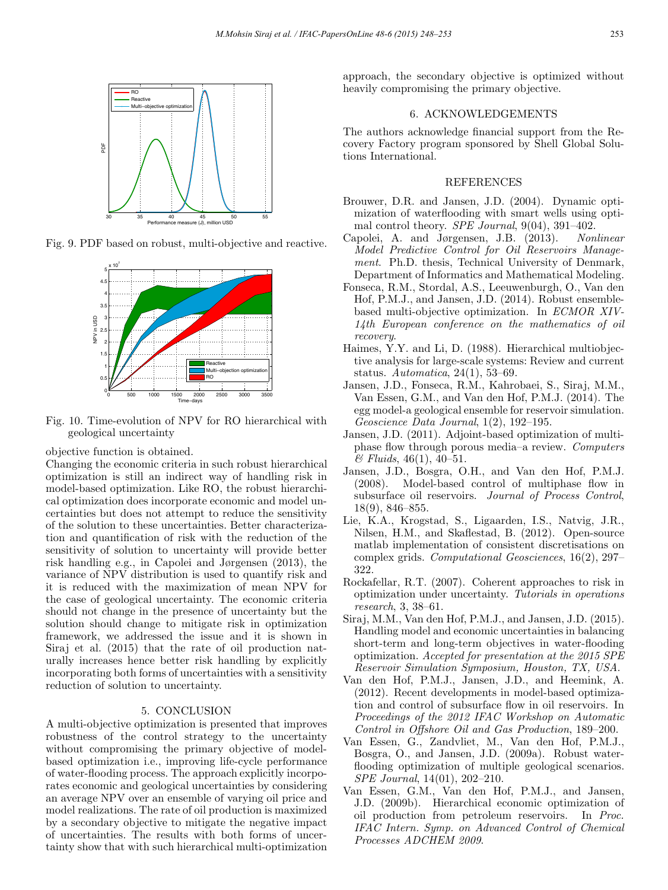RO
Reactive
Multi−objective optimization
PDF
30 35 40 45 50 55
Performance measure (J), million USD

Fig. 9. PDF based on robust, multi-objective and reactive.

x 10^7
NPV in USD
0 0.5 1 1.5 2 2.5 3 3.5 4 4.5 5
Reactive
Multi−objection optimization
RO
0 500 1000 1500 2000 2500 3000 3500
Time−days

Fig. 10. Time-evolution of NPV for RO hierarchical with geological uncertainty

objective function is obtained.

Changing the economic criteria in such robust hierarchical optimization is still an indirect way of handling risk in model-based optimization. Like RO, the robust hierarchical optimization does incorporate economic and model uncertainties but does not attempt to reduce the sensitivity of the solution to these uncertainties. Better characterization and quantification of risk with the reduction of the sensitivity of solution to uncertainty will provide better risk handling e.g., in Capolei and Jørgensen (2013), the variance of NPV distribution is used to quantify risk and it is reduced with the maximization of mean NPV for the case of geological uncertainty. The economic criteria should not change in the presence of uncertainty but the solution should change to mitigate risk in optimization framework, we addressed the issue and it is shown in Siraj et al. (2015) that the rate of oil production naturally increases hence better risk handling by explicitly incorporating both forms of uncertainties with a sensitivity reduction of solution to uncertainty.

## 5. CONCLUSION

A multi-objective optimization is presented that improves robustness of the control strategy to the uncertainty without compromising the primary objective of model-based optimization i.e., improving life-cycle performance of water-flooding process. The approach explicitly incorporates economic and geological uncertainties by considering an average NPV over an ensemble of varying oil price and model realizations. The rate of oil production is maximized by a secondary objective to mitigate the negative impact of uncertainties. The results with both forms of uncertainty show that with such hierarchical multi-optimization approach, the secondary objective is optimized without heavily compromising the primary objective.

## 6. ACKNOWLEDGEMENTS

The authors acknowledge financial support from the Recovery Factory program sponsored by Shell Global Solutions International.

## REFERENCES

Brouwer, D.R. and Jansen, J.D. (2004). Dynamic optimization of waterflooding with smart wells using optimal control theory. *SPE Journal*, 9(04), 391–402.

Capolei, A. and Jørgensen, J.B. (2013). *Nonlinear Model Predictive Control for Oil Reservoirs Management*. Ph.D. thesis, Technical University of Denmark, Department of Informatics and Mathematical Modeling.

Fonseca, R.M., Stordal, A.S., Leeuwenburgh, O., Van den Hof, P.M.J., and Jansen, J.D. (2014). Robust ensemble-based multi-objective optimization. In *ECMOR XIV-14th European conference on the mathematics of oil recovery*.

Haimes, Y.Y. and Li, D. (1988). Hierarchical multiobjective analysis for large-scale systems: Review and current status. *Automatica*, 24(1), 53–69.

Jansen, J.D., Fonseca, R.M., Kahrobaei, S., Siraj, M.M., Van Essen, G.M., and Van den Hof, P.M.J. (2014). The egg model-a geological ensemble for reservoir simulation. *Geoscience Data Journal*, 1(2), 192–195.

Jansen, J.D. (2011). Adjoint-based optimization of multiphase flow through porous media–a review. *Computers & Fluids*, 46(1), 40–51.

Jansen, J.D., Bosgra, O.H., and Van den Hof, P.M.J. (2008). Model-based control of multiphase flow in subsurface oil reservoirs. *Journal of Process Control*, 18(9), 846–855.

Lie, K.A., Krogstad, S., Ligaarden, I.S., Natvig, J.R., Nilsen, H.M., and Skaflestad, B. (2012). Open-source matlab implementation of consistent discretisations on complex grids. *Computational Geosciences*, 16(2), 297–322.

Rockafellar, R.T. (2007). Coherent approaches to risk in optimization under uncertainty. *Tutorials in operations research*, 3, 38–61.

Siraj, M.M., Van den Hof, P.M.J., and Jansen, J.D. (2015). Handling model and economic uncertainties in balancing short-term and long-term objectives in water-flooding optimization. *Accepted for presentation at the 2015 SPE Reservoir Simulation Symposium, Houston, TX, USA.*

Van den Hof, P.M.J., Jansen, J.D., and Heemink, A. (2012). Recent developments in model-based optimization and control of subsurface flow in oil reservoirs. In *Proceedings of the 2012 IFAC Workshop on Automatic Control in Offshore Oil and Gas Production*, 189–200.

Van Essen, G., Zandvliet, M., Van den Hof, P.M.J., Bosgra, O., and Jansen, J.D. (2009a). Robust waterflooding optimization of multiple geological scenarios. *SPE Journal*, 14(01), 202–210.

Van Essen, G.M., Van den Hof, P.M.J., and Jansen, J.D. (2009b). Hierarchical economic optimization of oil production from petroleum reservoirs. In *Proc. IFAC Intern. Symp. on Advanced Control of Chemical Processes ADCHEM 2009*.